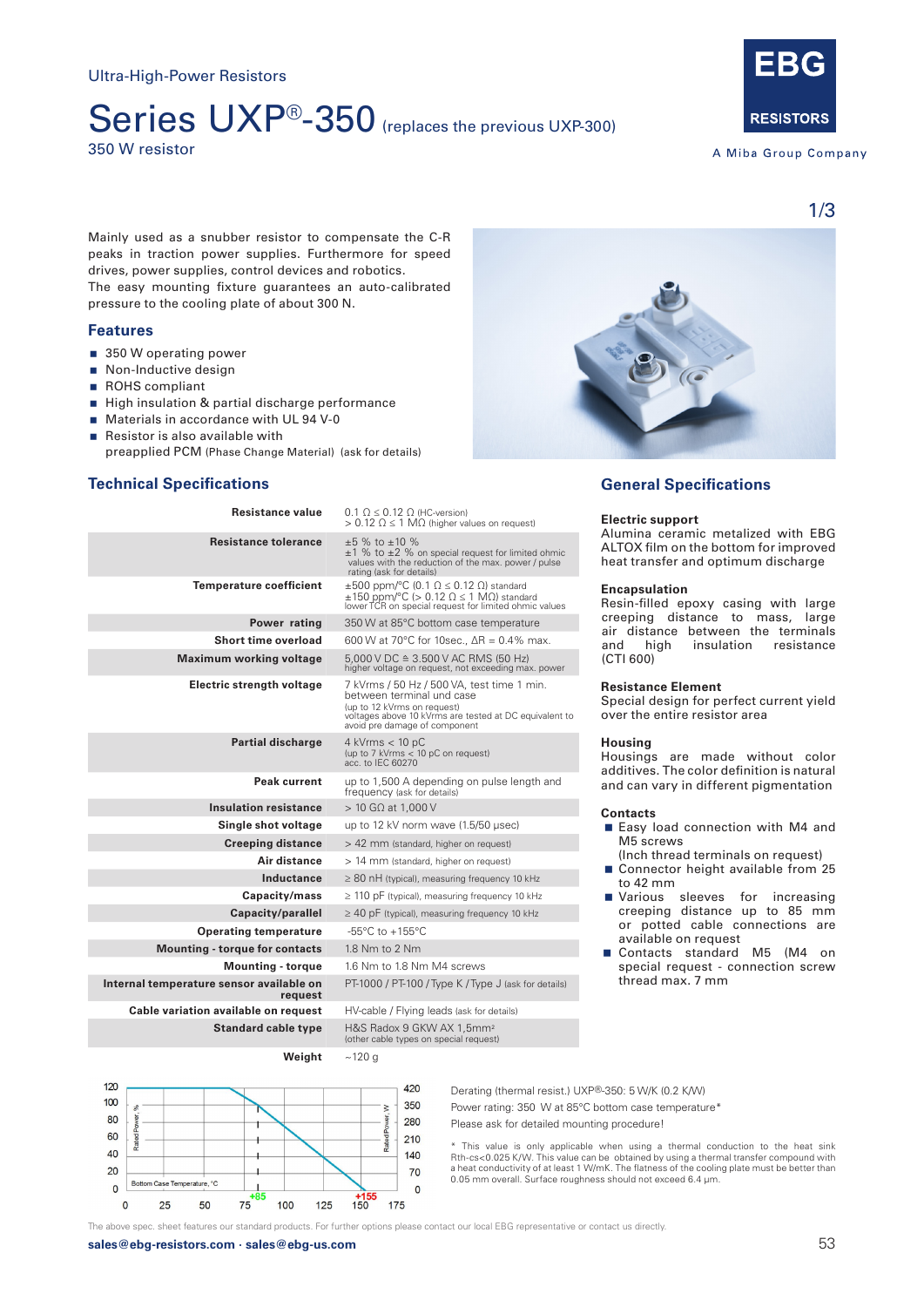Ultra-High-Power Resistors

# Series UXP®-350 (replaces the previous UXP-300)

350 W resistor

EBG RESISTORS

A Miba Group Company

Mainly used as a snubber resistor to compensate the C-R peaks in traction power supplies. Furthermore for speed drives, power supplies, control devices and robotics.
The easy mounting fixture guarantees an auto-calibrated pressure to the cooling plate of about 300 N.

## Features

- 350 W operating power
- Non-Inductive design
- ROHS compliant
- High insulation & partial discharge performance
- Materials in accordance with UL 94 V-0
- Resistor is also available with preapplied PCM (Phase Change Material) (ask for details)

## Technical Specifications

| | |
|---|---|
| **Resistance value** | 0.1 Ω ≤ 0.12 Ω (HC-version)<br>> 0.12 Ω ≤ 1 MΩ (higher values on request) |
| **Resistance tolerance** | ±5 % to ±10 %<br>±1 % to ±2 % on special request for limited ohmic values with the reduction of the max. power / pulse rating (ask for details) |
| **Temperature coefficient** | ±500 ppm/°C (0.1 Ω ≤ 0.12 Ω) standard<br>±150 ppm/°C (> 0.12 Ω ≤ 1 MΩ) standard<br>lower TCR on special request for limited ohmic values |
| **Power rating** | 350 W at 85°C bottom case temperature |
| **Short time overload** | 600 W at 70°C for 10sec., ΔR = 0.4% max. |
| **Maximum working voltage** | 5,000 V DC ≙ 3.500 V AC RMS (50 Hz)<br>higher voltage on request, not exceeding max. power |
| **Electric strength voltage** | 7 kVrms / 50 Hz / 500 VA, test time 1 min. between terminal und case<br>(up to 12 kVrms on request)<br>voltages above 10 kVrms are tested at DC equivalent to avoid pre damage of component |
| **Partial discharge** | 4 kVrms < 10 pC<br>(up to 7 kVrms < 10 pC on request)<br>acc. to IEC 60270 |
| **Peak current** | up to 1,500 A depending on pulse length and frequency (ask for details) |
| **Insulation resistance** | > 10 GΩ at 1,000 V |
| **Single shot voltage** | up to 12 kV norm wave (1.5/50 µsec) |
| **Creeping distance** | > 42 mm (standard, higher on request) |
| **Air distance** | > 14 mm (standard, higher on request) |
| **Inductance** | ≥ 80 nH (typical), measuring frequency 10 kHz |
| **Capacity/mass** | ≥ 110 pF (typical), measuring frequency 10 kHz |
| **Capacity/parallel** | ≥ 40 pF (typical), measuring frequency 10 kHz |
| **Operating temperature** | -55°C to +155°C |
| **Mounting - torque for contacts** | 1.8 Nm to 2 Nm |
| **Mounting - torque** | 1.6 Nm to 1.8 Nm M4 screws |
| **Internal temperature sensor available on request** | PT-1000 / PT-100 / Type K / Type J (ask for details) |
| **Cable variation available on request** | HV-cable / Flying leads (ask for details) |
| **Standard cable type** | H&S Radox 9 GKW AX 1,5mm²<br>(other cable types on special request) |
| **Weight** | ~120 g |

Derating (thermal resist.) UXP®-350: 5 W/K (0.2 K/W)

Power rating: 350 W at 85°C bottom case temperature*

Please ask for detailed mounting procedure!

\* This value is only applicable when using a thermal conduction to the heat sink Rth-cs<0.025 K/W. This value can be obtained by using a thermal transfer compound with a heat conductivity of at least 1 W/mK. The flatness of the cooling plate must be better than 0.05 mm overall. Surface roughness should not exceed 6.4 µm.

## General Specifications

### Electric support
Alumina ceramic metalized with EBG ALTOX film on the bottom for improved heat transfer and optimum discharge

### Encapsulation
Resin-filled epoxy casing with large creeping distance to mass, large air distance between the terminals and high insulation resistance (CTI 600)

### Resistance Element
Special design for perfect current yield over the entire resistor area

### Housing
Housings are made without color additives. The color definition is natural and can vary in different pigmentation

### Contacts
- Easy load connection with M4 and M5 screws
  (Inch thread terminals on request)
- Connector height available from 25 to 42 mm
- Various sleeves for increasing creeping distance up to 85 mm or potted cable connections are available on request
- Contacts standard M5 (M4 on special request - connection screw thread max. 7 mm

The above spec. sheet features our standard products. For further options please contact our local EBG representative or contact us directly.

sales@ebg-resistors.com · sales@ebg-us.com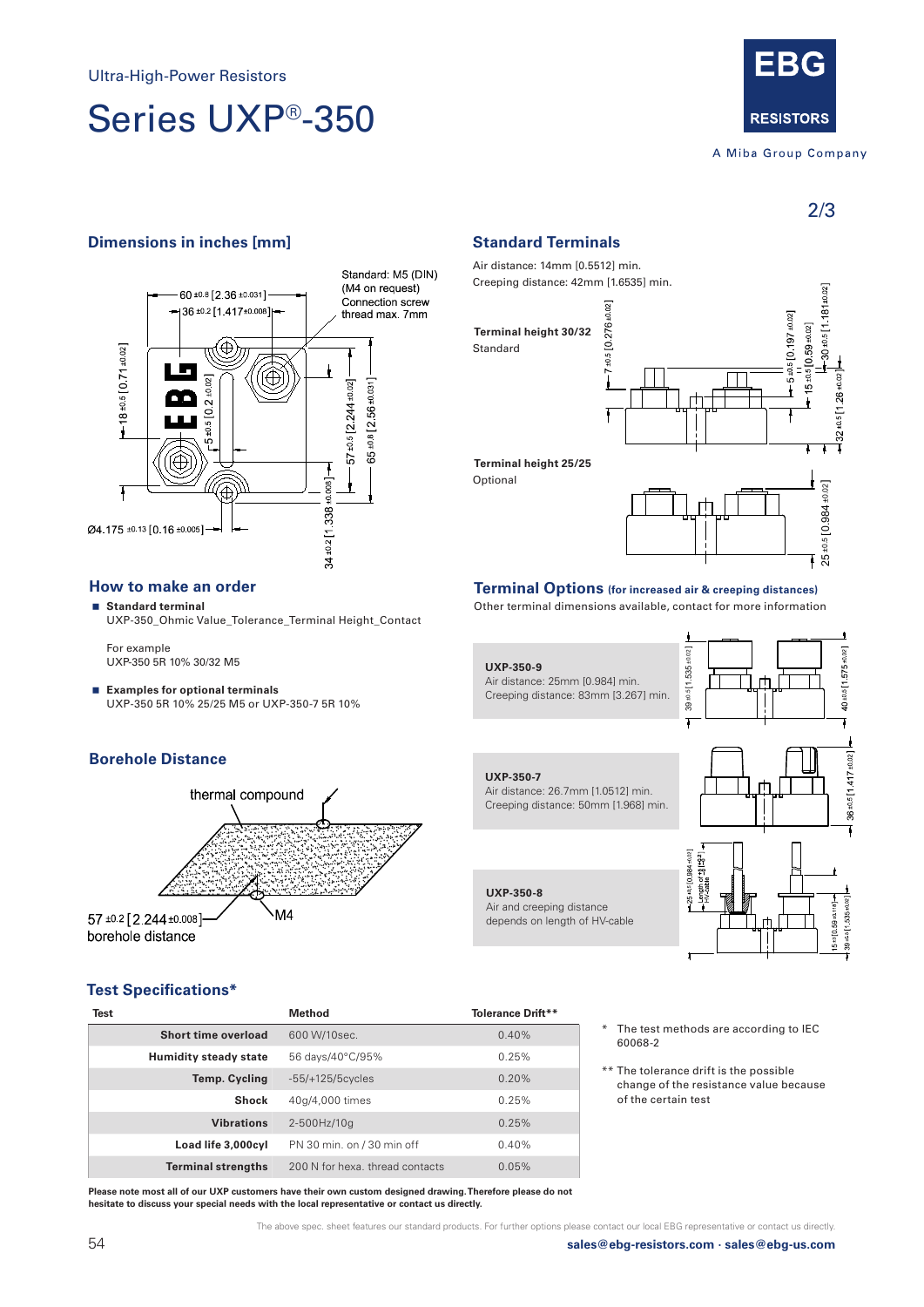Ultra-High-Power Resistors

# Series UXP®-350

EBG RESISTORS

A Miba Group Company

## Dimensions in inches [mm]

Standard: M5 (DIN) (M4 on request) Connection screw thread max. 7mm

60 ±0.8 [2.36 ±0.031]

36 ±0.2 [1.417±0.008]

18 ±0.5 [0.71 ±0.02]

5 ±0.5 [0.2 ±0.02]

57 ±0.5 [2.244 ±0.02]

65 ±0.8 [2.56 ±0.031]

34 ±0.2 [1.338 ±0.008]

Ø4.175 ±0.13 [0.16 ±0.005]

## Standard Terminals

Air distance: 14mm [0.5512] min.
Creeping distance: 42mm [1.6535] min.

**Terminal height 30/32**
Standard

7 ±0.5 [0.276 ±0.02]

5 ±0.5 [0.197 ±0.02]

15 ±0.5 [0.59 ±0.02]

30 ±0.5 [1.181±0.02]

32 ±0.5 [1.26 ±0.02]

**Terminal height 25/25**
Optional

25 ±0.5 [0.984 ±0.02]

## How to make an order

- **Standard terminal**
  UXP-350_Ohmic Value_Tolerance_Terminal Height_Contact

  For example
  UXP-350 5R 10% 30/32 M5

- **Examples for optional terminals**
  UXP-350 5R 10% 25/25 M5 or UXP-350-7 5R 10%

## Terminal Options (for increased air & creeping distances)

Other terminal dimensions available, contact for more information

**UXP-350-9**
Air distance: 25mm [0.984] min.
Creeping distance: 83mm [3.267] min.

39 ±0.5 [1.535 ±0.02]

40 ±0.5 [1.575 ±0.02]

**UXP-350-7**
Air distance: 26.7mm [1.0512] min.
Creeping distance: 50mm [1.968] min.

36 ±0.5 [1.417 ±0.02]

**UXP-350-8**
Air and creeping distance depends on length of HV-cable

25 ±0.5 [0.984 ±0.02]

Length of HV-cable

15 ±3 [0.59 ±0.118]

39 ±0.5 [1.535 ±0.02]

## Borehole Distance

thermal compound

M4

57 ±0.2 [2.244 ±0.008]
borehole distance

## Test Specifications*

| Test | Method | Tolerance Drift** |
|---|---|---|
| **Short time overload** | 600 W/10sec. | 0.40% |
| **Humidity steady state** | 56 days/40°C/95% | 0.25% |
| **Temp. Cycling** | -55/+125/5cycles | 0.20% |
| **Shock** | 40g/4,000 times | 0.25% |
| **Vibrations** | 2-500Hz/10g | 0.25% |
| **Load life 3,000cyl** | PN 30 min. on / 30 min off | 0.40% |
| **Terminal strengths** | 200 N for hexa. thread contacts | 0.05% |

\* The test methods are according to IEC 60068-2

\*\* The tolerance drift is the possible change of the resistance value because of the certain test

**Please note most all of our UXP customers have their own custom designed drawing. Therefore please do not hesitate to discuss your special needs with the local representative or contact us directly.**

The above spec. sheet features our standard products. For further options please contact our local EBG representative or contact us directly.

**sales@ebg-resistors.com · sales@ebg-us.com**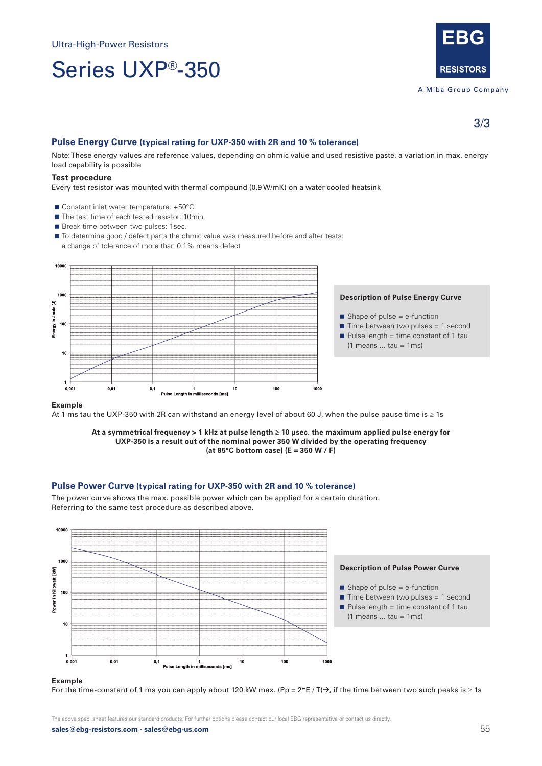Ultra-High-Power Resistors

# Series UXP®-350

EBG RESISTORS

A Miba Group Company

## Pulse Energy Curve (typical rating for UXP-350 with 2R and 10 % tolerance)

Note: These energy values are reference values, depending on ohmic value and used resistive paste, a variation in max. energy load capability is possible

### Test procedure

Every test resistor was mounted with thermal compound (0.9 W/mK) on a water cooled heatsink

- Constant inlet water temperature: +50°C
- The test time of each tested resistor: 10min.
- Break time between two pulses: 1sec.
- To determine good / defect parts the ohmic value was measured before and after tests: a change of tolerance of more than 0.1% means defect

Energy in Joule [J]

10000
1000
100
10
1

0,001 0,01 0,1 1 10 100 1000

Pulse Length in milliseconds [ms]

**Description of Pulse Energy Curve**

- Shape of pulse = e-function
- Time between two pulses = 1 second
- Pulse length = time constant of 1 tau (1 means ... tau = 1ms)

**Example**

At 1 ms tau the UXP-350 with 2R can withstand an energy level of about 60 J, when the pulse pause time is ≥ 1s

**At a symmetrical frequency > 1 kHz at pulse length ≥ 10 µsec. the maximum applied pulse energy for UXP-350 is a result out of the nominal power 350 W divided by the operating frequency (at 85°C bottom case) (E = 350 W / F)**

## Pulse Power Curve (typical rating for UXP-350 with 2R and 10 % tolerance)

The power curve shows the max. possible power which can be applied for a certain duration. Referring to the same test procedure as described above.

Power in Kilowatt [kW]

10000
1000
100
10
1

0,001 0,01 0,1 1 10 100 1000

Pulse Length in milliseconds [ms]

**Description of Pulse Power Curve**

- Shape of pulse = e-function
- Time between two pulses = 1 second
- Pulse length = time constant of 1 tau (1 means ... tau = 1ms)

**Example**

For the time-constant of 1 ms you can apply about 120 kW max. (Pp = 2*E / T)→, if the time between two such peaks is ≥ 1s

The above spec. sheet features our standard products. For further options please contact our local EBG representative or contact us directly.

**sales@ebg-resistors.com · sales@ebg-us.com**